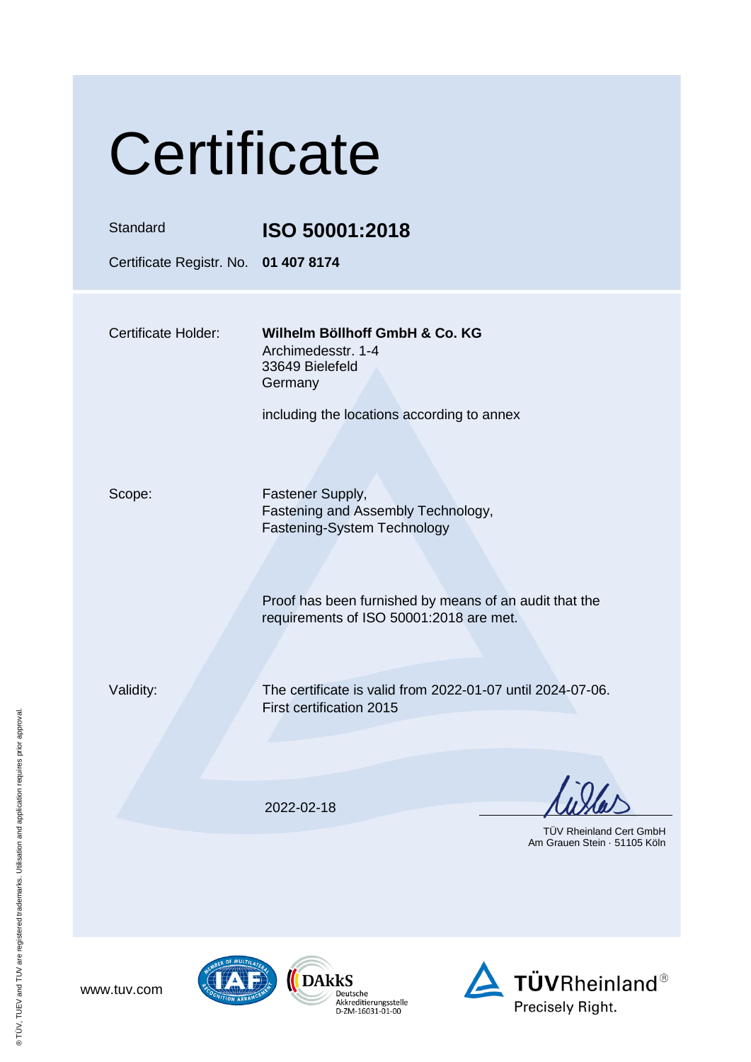# Certificate

| | |
|---|---|
| Standard | **ISO 50001:2018** |
| Certificate Registr. No. | **01 407 8174** |

Certificate Holder: **Wilhelm Böllhoff GmbH & Co. KG**
Archimedesstr. 1-4
33649 Bielefeld
Germany

including the locations according to annex

Scope: Fastener Supply,
Fastening and Assembly Technology,
Fastening-System Technology

Proof has been furnished by means of an audit that the requirements of ISO 50001:2018 are met.

Validity: The certificate is valid from 2022-01-07 until 2024-07-06.
First certification 2015

2022-02-18

TÜV Rheinland Cert GmbH
Am Grauen Stein · 51105 Köln

www.tuv.com

DAkkS Deutsche Akkreditierungsstelle D-ZM-16031-01-00

TÜVRheinland® Precisely Right.

® TÜV, TUEV and TUV are registered trademarks. Utilisation and application requires prior approval.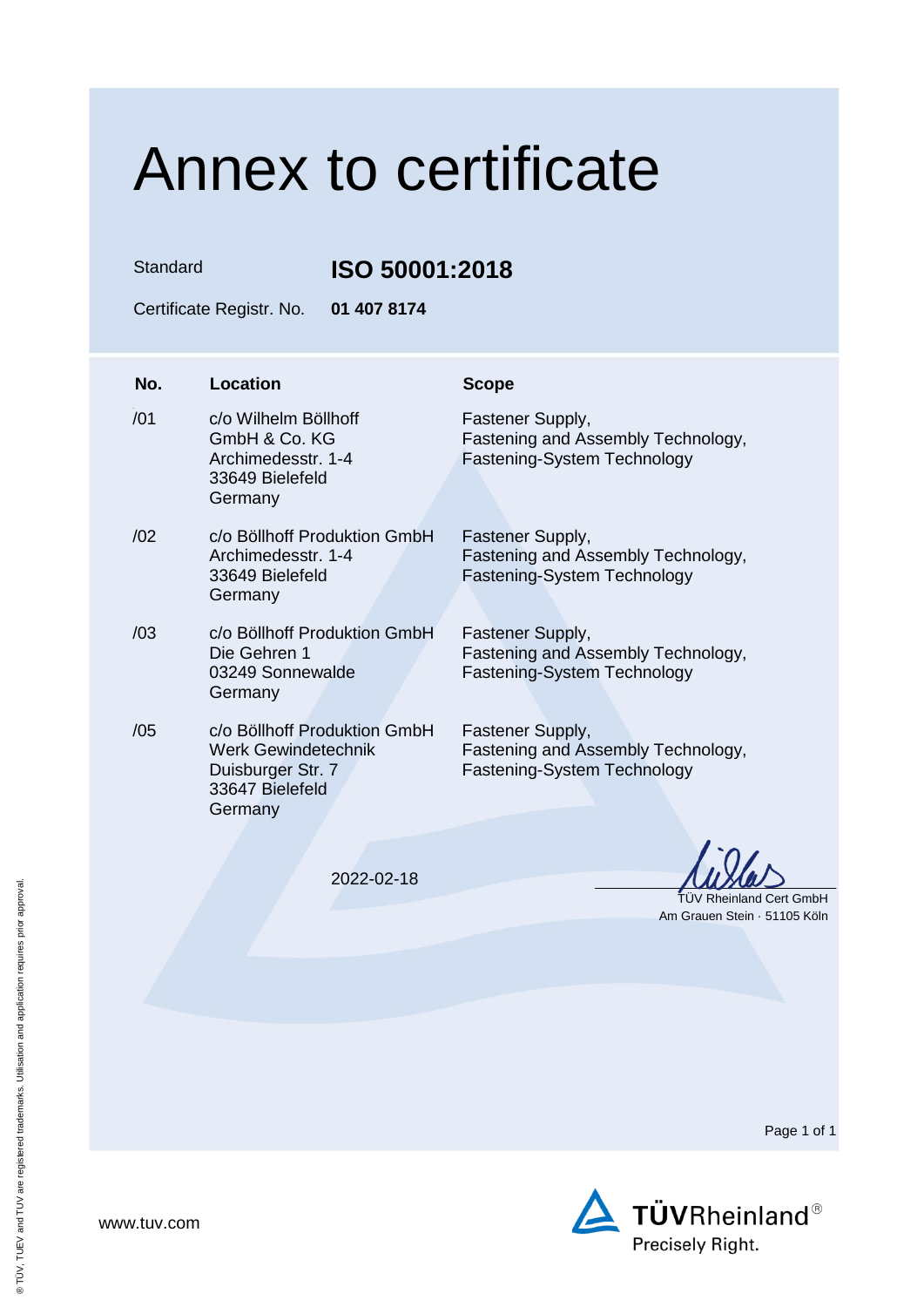# Annex to certificate

Standard **ISO 50001:2018**

Certificate Registr. No. **01 407 8174**

| No. | Location | Scope |
|---|---|---|
| /01 | c/o Wilhelm Böllhoff GmbH & Co. KG Archimedesstr. 1-4 33649 Bielefeld Germany | Fastener Supply, Fastening and Assembly Technology, Fastening-System Technology |
| /02 | c/o Böllhoff Produktion GmbH Archimedesstr. 1-4 33649 Bielefeld Germany | Fastener Supply, Fastening and Assembly Technology, Fastening-System Technology |
| /03 | c/o Böllhoff Produktion GmbH Die Gehren 1 03249 Sonnewalde Germany | Fastener Supply, Fastening and Assembly Technology, Fastening-System Technology |
| /05 | c/o Böllhoff Produktion GmbH Werk Gewindetechnik Duisburger Str. 7 33647 Bielefeld Germany | Fastener Supply, Fastening and Assembly Technology, Fastening-System Technology |

2022-02-18

TÜV Rheinland Cert GmbH
Am Grauen Stein · 51105 Köln

www.tuv.com

TÜVRheinland®
Precisely Right.

® TÜV, TUEV and TUV are registered trademarks. Utilisation and application requires prior approval.